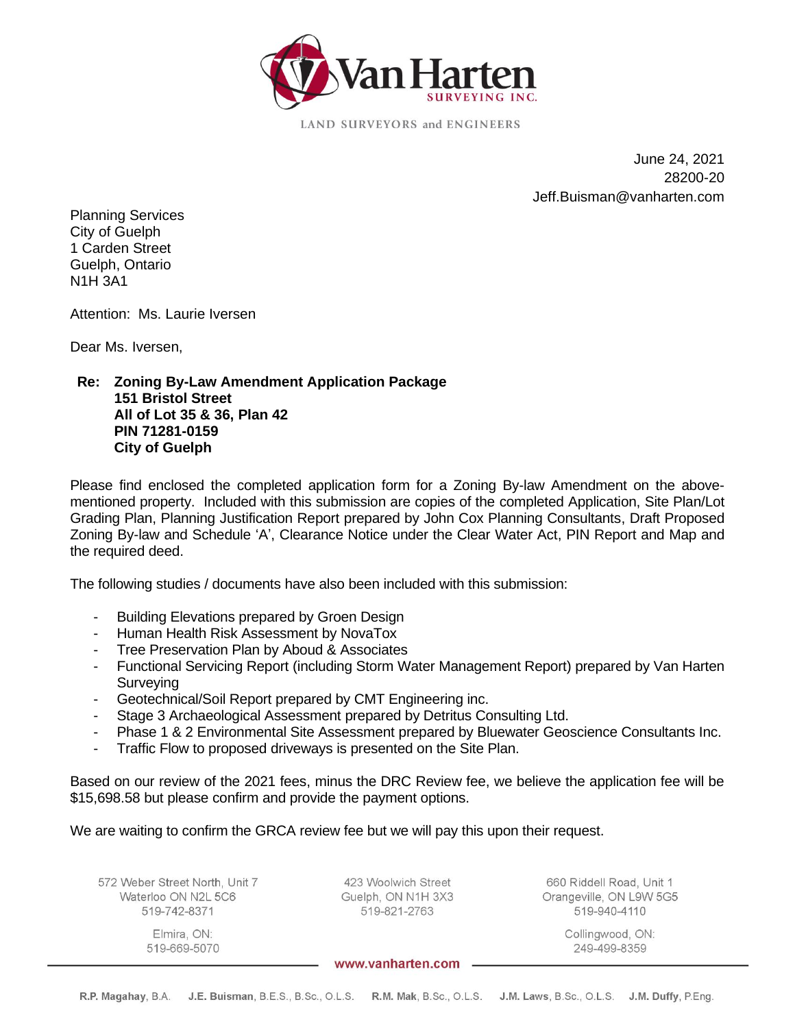Van Harten SURVEYING INC.

LAND SURVEYORS and ENGINEERS

June 24, 2021
28200-20
Jeff.Buisman@vanharten.com

Planning Services
City of Guelph
1 Carden Street
Guelph, Ontario
N1H 3A1

Attention: Ms. Laurie Iversen

Dear Ms. Iversen,

**Re: Zoning By-Law Amendment Application Package**
**151 Bristol Street**
**All of Lot 35 & 36, Plan 42**
**PIN 71281-0159**
**City of Guelph**

Please find enclosed the completed application form for a Zoning By-law Amendment on the above-mentioned property. Included with this submission are copies of the completed Application, Site Plan/Lot Grading Plan, Planning Justification Report prepared by John Cox Planning Consultants, Draft Proposed Zoning By-law and Schedule 'A', Clearance Notice under the Clear Water Act, PIN Report and Map and the required deed.

The following studies / documents have also been included with this submission:

- Building Elevations prepared by Groen Design
- Human Health Risk Assessment by NovaTox
- Tree Preservation Plan by Aboud & Associates
- Functional Servicing Report (including Storm Water Management Report) prepared by Van Harten Surveying
- Geotechnical/Soil Report prepared by CMT Engineering inc.
- Stage 3 Archaeological Assessment prepared by Detritus Consulting Ltd.
- Phase 1 & 2 Environmental Site Assessment prepared by Bluewater Geoscience Consultants Inc.
- Traffic Flow to proposed driveways is presented on the Site Plan.

Based on our review of the 2021 fees, minus the DRC Review fee, we believe the application fee will be $15,698.58 but please confirm and provide the payment options.

We are waiting to confirm the GRCA review fee but we will pay this upon their request.

572 Weber Street North, Unit 7
Waterloo ON N2L 5C6
519-742-8371

423 Woolwich Street
Guelph, ON N1H 3X3
519-821-2763

660 Riddell Road, Unit 1
Orangeville, ON L9W 5G5
519-940-4110

Elmira, ON:
519-669-5070

Collingwood, ON:
249-499-8359

www.vanharten.com

R.P. Magahay, B.A. J.E. Buisman, B.E.S., B.Sc., O.L.S. R.M. Mak, B.Sc., O.L.S. J.M. Laws, B.Sc., O.L.S. J.M. Duffy, P.Eng.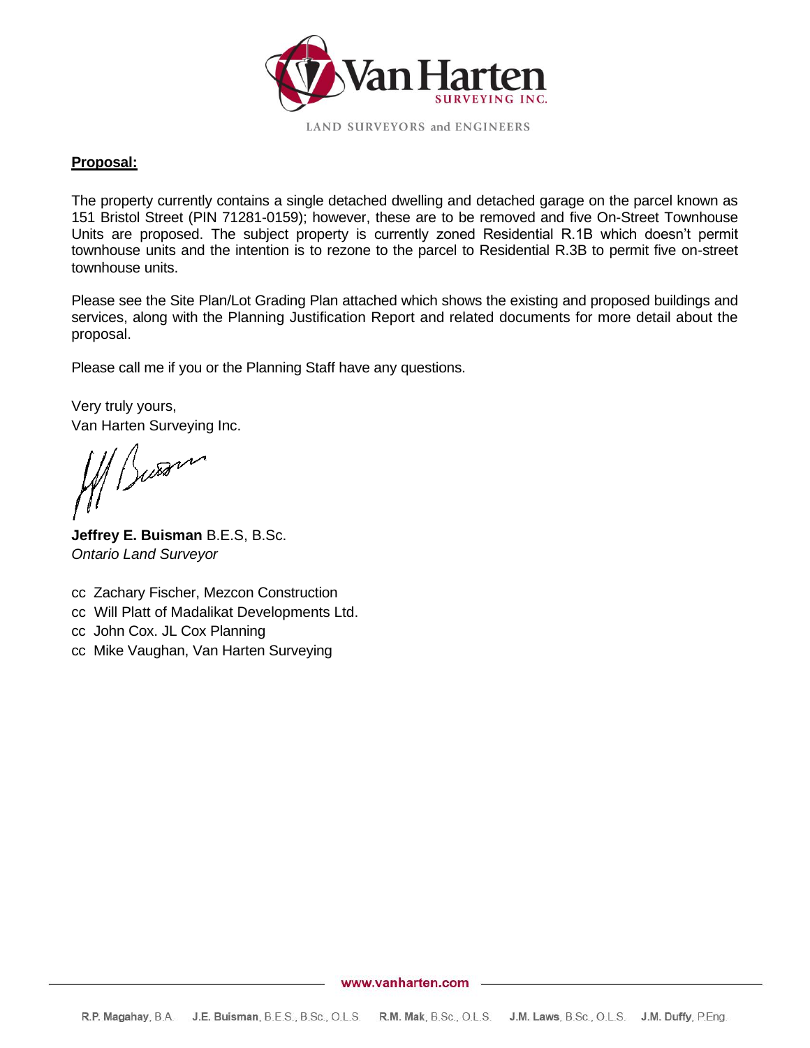**Proposal:**

The property currently contains a single detached dwelling and detached garage on the parcel known as 151 Bristol Street (PIN 71281-0159); however, these are to be removed and five On-Street Townhouse Units are proposed. The subject property is currently zoned Residential R.1B which doesn't permit townhouse units and the intention is to rezone to the parcel to Residential R.3B to permit five on-street townhouse units.

Please see the Site Plan/Lot Grading Plan attached which shows the existing and proposed buildings and services, along with the Planning Justification Report and related documents for more detail about the proposal.

Please call me if you or the Planning Staff have any questions.

Very truly yours,
Van Harten Surveying Inc.

**Jeffrey E. Buisman** B.E.S, B.Sc.
*Ontario Land Surveyor*

cc Zachary Fischer, Mezcon Construction
cc Will Platt of Madalikat Developments Ltd.
cc John Cox. JL Cox Planning
cc Mike Vaughan, Van Harten Surveying